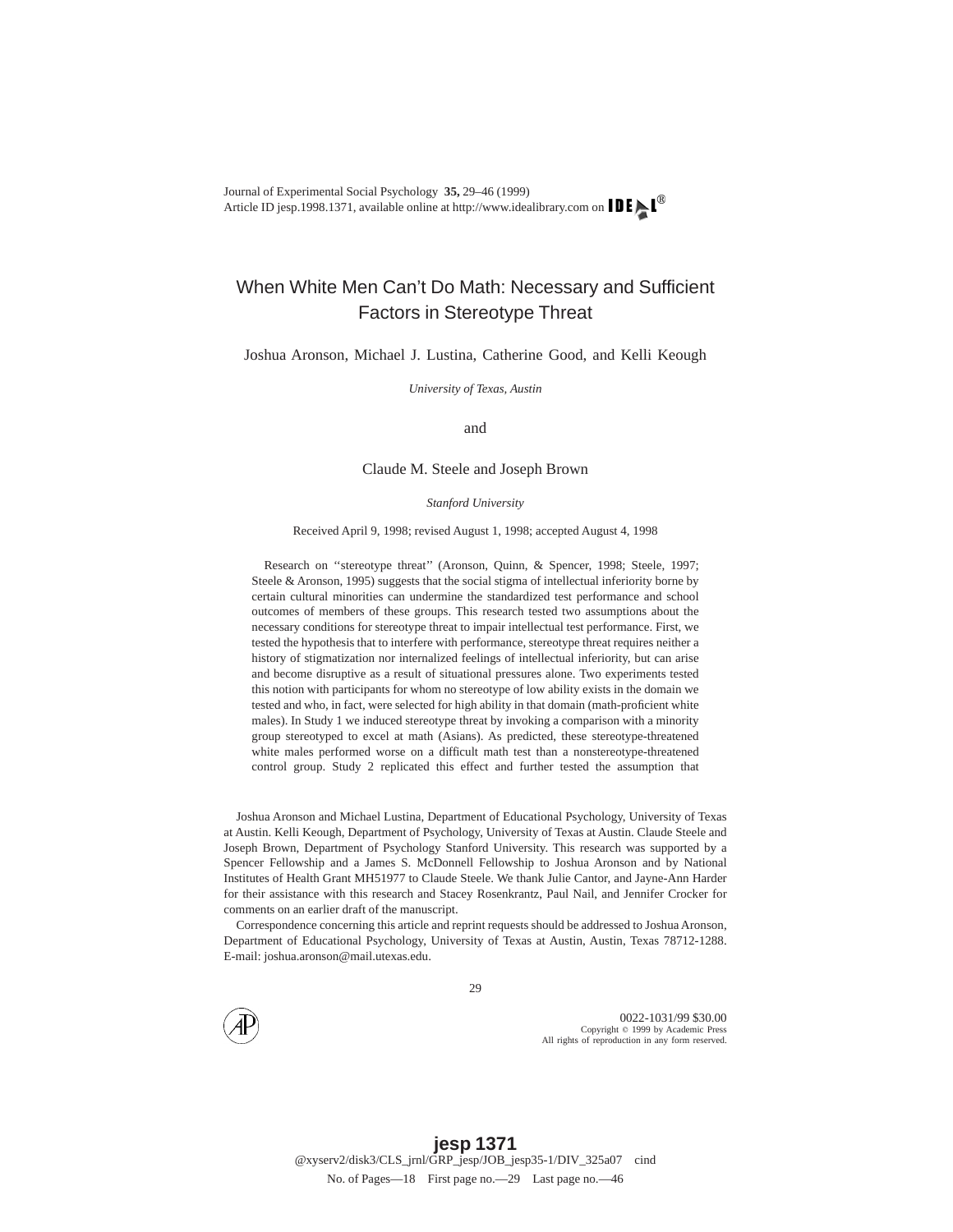# When White Men Can't Do Math: Necessary and Sufficient Factors in Stereotype Threat

Joshua Aronson, Michael J. Lustina, Catherine Good, and Kelli Keough

*University of Texas, Austin*

and

Claude M. Steele and Joseph Brown

*Stanford University*

Received April 9, 1998; revised August 1, 1998; accepted August 4, 1998

Research on ''stereotype threat'' (Aronson, Quinn, & Spencer, 1998; Steele, 1997; Steele & Aronson, 1995) suggests that the social stigma of intellectual inferiority borne by certain cultural minorities can undermine the standardized test performance and school outcomes of members of these groups. This research tested two assumptions about the necessary conditions for stereotype threat to impair intellectual test performance. First, we tested the hypothesis that to interfere with performance, stereotype threat requires neither a history of stigmatization nor internalized feelings of intellectual inferiority, but can arise and become disruptive as a result of situational pressures alone. Two experiments tested this notion with participants for whom no stereotype of low ability exists in the domain we tested and who, in fact, were selected for high ability in that domain (math-proficient white males). In Study 1 we induced stereotype threat by invoking a comparison with a minority group stereotyped to excel at math (Asians). As predicted, these stereotype-threatened white males performed worse on a difficult math test than a nonstereotype-threatened control group. Study 2 replicated this effect and further tested the assumption that

Joshua Aronson and Michael Lustina, Department of Educational Psychology, University of Texas at Austin. Kelli Keough, Department of Psychology, University of Texas at Austin. Claude Steele and Joseph Brown, Department of Psychology Stanford University. This research was supported by a Spencer Fellowship and a James S. McDonnell Fellowship to Joshua Aronson and by National Institutes of Health Grant MH51977 to Claude Steele. We thank Julie Cantor, and Jayne-Ann Harder for their assistance with this research and Stacey Rosenkrantz, Paul Nail, and Jennifer Crocker for comments on an earlier draft of the manuscript.

Correspondence concerning this article and reprint requests should be addressed to Joshua Aronson, Department of Educational Psychology, University of Texas at Austin, Austin, Texas 78712-1288. E-mail: joshua.aronson@mail.utexas.edu.

0022-1031/99 $30.00
Copyright © 1999 by Academic Press
All rights of reproduction in any form reserved.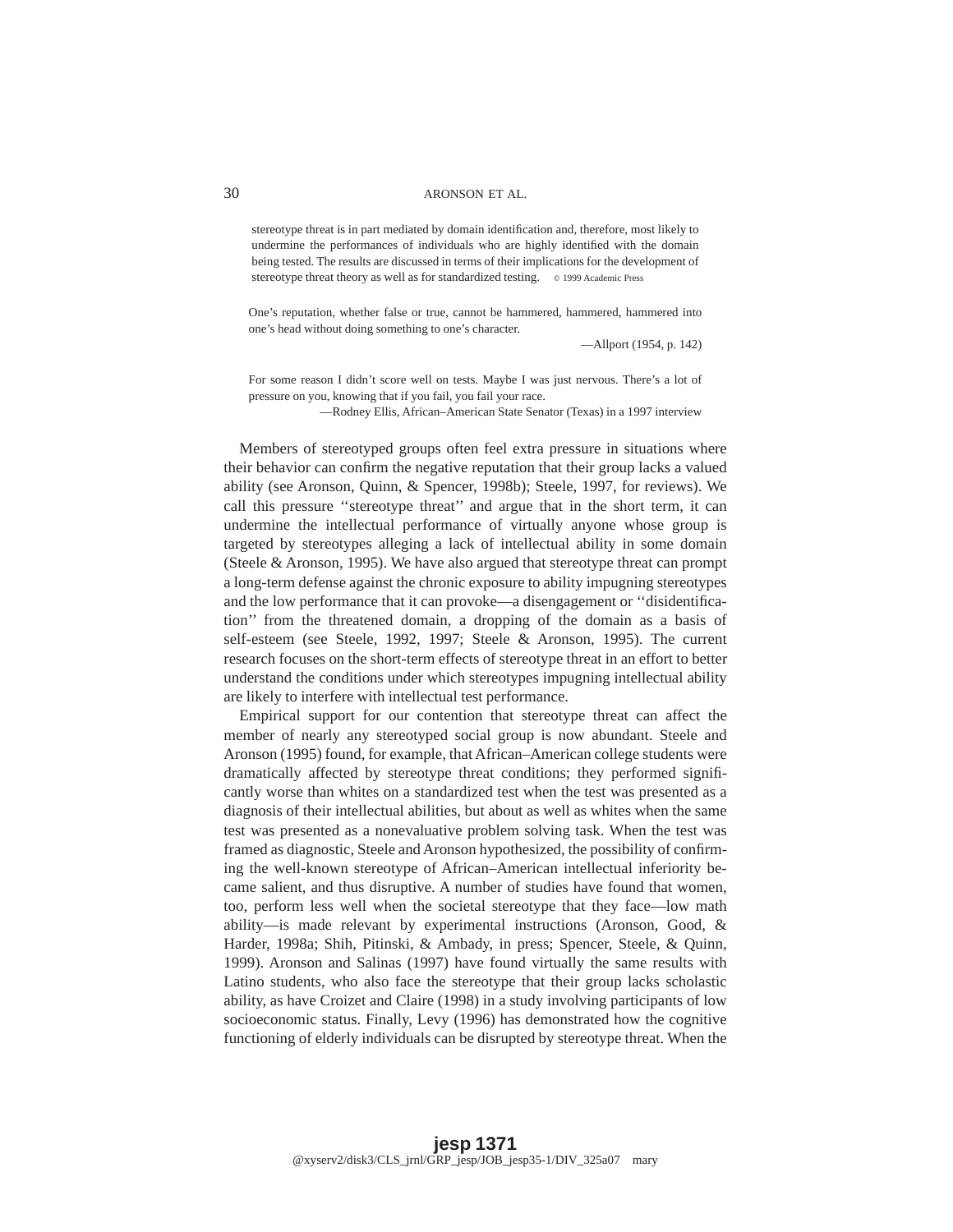stereotype threat is in part mediated by domain identification and, therefore, most likely to undermine the performances of individuals who are highly identified with the domain being tested. The results are discussed in terms of their implications for the development of stereotype threat theory as well as for standardized testing. © 1999 Academic Press

> One's reputation, whether false or true, cannot be hammered, hammered, hammered into one's head without doing something to one's character.
>
> —Allport (1954, p. 142)

> For some reason I didn't score well on tests. Maybe I was just nervous. There's a lot of pressure on you, knowing that if you fail, you fail your race.
>
> —Rodney Ellis, African–American State Senator (Texas) in a 1997 interview

Members of stereotyped groups often feel extra pressure in situations where their behavior can confirm the negative reputation that their group lacks a valued ability (see Aronson, Quinn, & Spencer, 1998b); Steele, 1997, for reviews). We call this pressure ''stereotype threat'' and argue that in the short term, it can undermine the intellectual performance of virtually anyone whose group is targeted by stereotypes alleging a lack of intellectual ability in some domain (Steele & Aronson, 1995). We have also argued that stereotype threat can prompt a long-term defense against the chronic exposure to ability impugning stereotypes and the low performance that it can provoke—a disengagement or ''disidentification'' from the threatened domain, a dropping of the domain as a basis of self-esteem (see Steele, 1992, 1997; Steele & Aronson, 1995). The current research focuses on the short-term effects of stereotype threat in an effort to better understand the conditions under which stereotypes impugning intellectual ability are likely to interfere with intellectual test performance.

Empirical support for our contention that stereotype threat can affect the member of nearly any stereotyped social group is now abundant. Steele and Aronson (1995) found, for example, that African–American college students were dramatically affected by stereotype threat conditions; they performed significantly worse than whites on a standardized test when the test was presented as a diagnosis of their intellectual abilities, but about as well as whites when the same test was presented as a nonevaluative problem solving task. When the test was framed as diagnostic, Steele and Aronson hypothesized, the possibility of confirming the well-known stereotype of African–American intellectual inferiority became salient, and thus disruptive. A number of studies have found that women, too, perform less well when the societal stereotype that they face—low math ability—is made relevant by experimental instructions (Aronson, Good, & Harder, 1998a; Shih, Pitinski, & Ambady, in press; Spencer, Steele, & Quinn, 1999). Aronson and Salinas (1997) have found virtually the same results with Latino students, who also face the stereotype that their group lacks scholastic ability, as have Croizet and Claire (1998) in a study involving participants of low socioeconomic status. Finally, Levy (1996) has demonstrated how the cognitive functioning of elderly individuals can be disrupted by stereotype threat. When the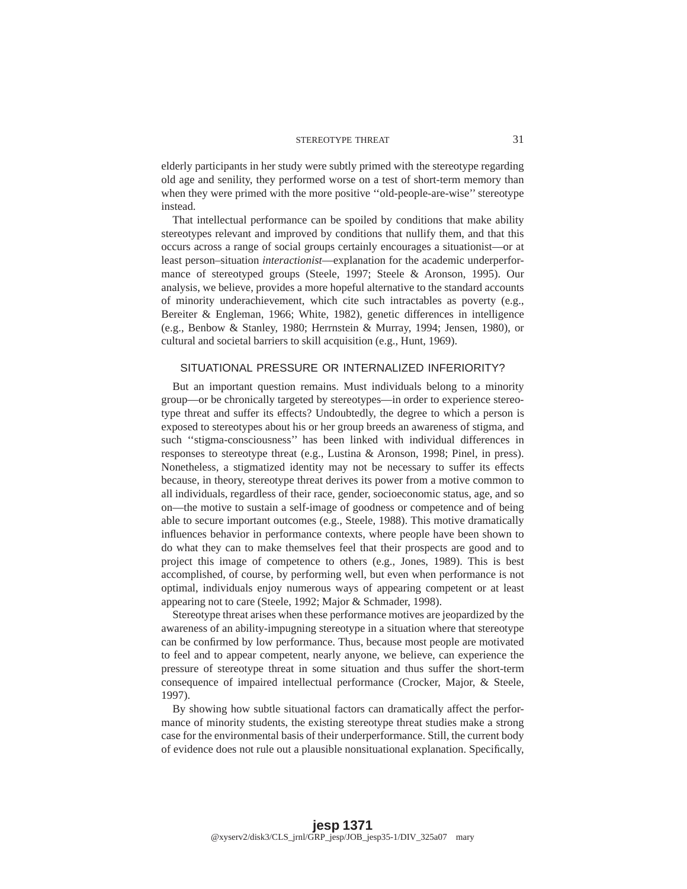elderly participants in her study were subtly primed with the stereotype regarding old age and senility, they performed worse on a test of short-term memory than when they were primed with the more positive ''old-people-are-wise'' stereotype instead.

That intellectual performance can be spoiled by conditions that make ability stereotypes relevant and improved by conditions that nullify them, and that this occurs across a range of social groups certainly encourages a situationist—or at least person–situation *interactionist*—explanation for the academic underperformance of stereotyped groups (Steele, 1997; Steele & Aronson, 1995). Our analysis, we believe, provides a more hopeful alternative to the standard accounts of minority underachievement, which cite such intractables as poverty (e.g., Bereiter & Engleman, 1966; White, 1982), genetic differences in intelligence (e.g., Benbow & Stanley, 1980; Herrnstein & Murray, 1994; Jensen, 1980), or cultural and societal barriers to skill acquisition (e.g., Hunt, 1969).

## SITUATIONAL PRESSURE OR INTERNALIZED INFERIORITY?

But an important question remains. Must individuals belong to a minority group—or be chronically targeted by stereotypes—in order to experience stereotype threat and suffer its effects? Undoubtedly, the degree to which a person is exposed to stereotypes about his or her group breeds an awareness of stigma, and such ''stigma-consciousness'' has been linked with individual differences in responses to stereotype threat (e.g., Lustina & Aronson, 1998; Pinel, in press). Nonetheless, a stigmatized identity may not be necessary to suffer its effects because, in theory, stereotype threat derives its power from a motive common to all individuals, regardless of their race, gender, socioeconomic status, age, and so on—the motive to sustain a self-image of goodness or competence and of being able to secure important outcomes (e.g., Steele, 1988). This motive dramatically influences behavior in performance contexts, where people have been shown to do what they can to make themselves feel that their prospects are good and to project this image of competence to others (e.g., Jones, 1989). This is best accomplished, of course, by performing well, but even when performance is not optimal, individuals enjoy numerous ways of appearing competent or at least appearing not to care (Steele, 1992; Major & Schmader, 1998).

Stereotype threat arises when these performance motives are jeopardized by the awareness of an ability-impugning stereotype in a situation where that stereotype can be confirmed by low performance. Thus, because most people are motivated to feel and to appear competent, nearly anyone, we believe, can experience the pressure of stereotype threat in some situation and thus suffer the short-term consequence of impaired intellectual performance (Crocker, Major, & Steele, 1997).

By showing how subtle situational factors can dramatically affect the performance of minority students, the existing stereotype threat studies make a strong case for the environmental basis of their underperformance. Still, the current body of evidence does not rule out a plausible nonsituational explanation. Specifically,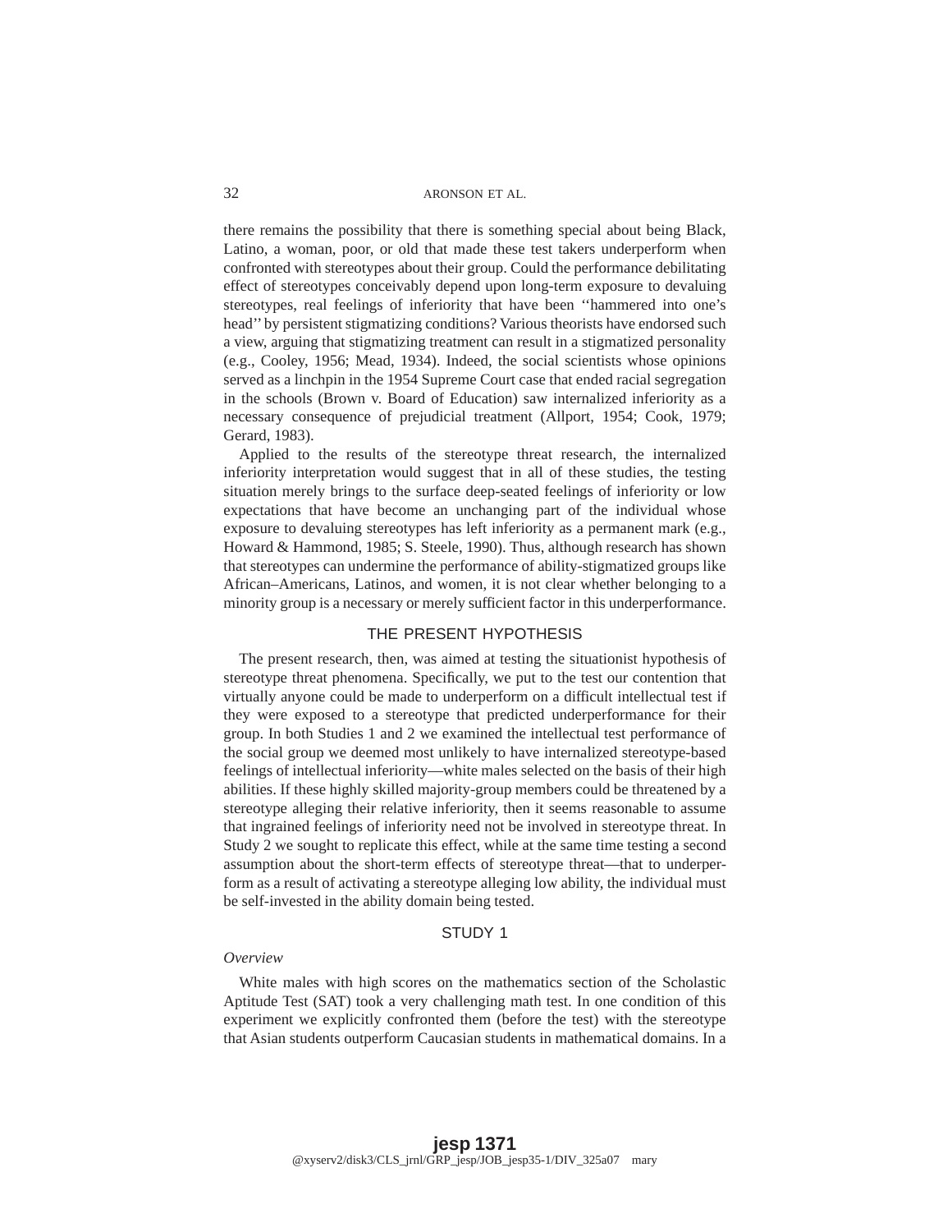there remains the possibility that there is something special about being Black, Latino, a woman, poor, or old that made these test takers underperform when confronted with stereotypes about their group. Could the performance debilitating effect of stereotypes conceivably depend upon long-term exposure to devaluing stereotypes, real feelings of inferiority that have been ''hammered into one's head'' by persistent stigmatizing conditions? Various theorists have endorsed such a view, arguing that stigmatizing treatment can result in a stigmatized personality (e.g., Cooley, 1956; Mead, 1934). Indeed, the social scientists whose opinions served as a linchpin in the 1954 Supreme Court case that ended racial segregation in the schools (Brown v. Board of Education) saw internalized inferiority as a necessary consequence of prejudicial treatment (Allport, 1954; Cook, 1979; Gerard, 1983).

Applied to the results of the stereotype threat research, the internalized inferiority interpretation would suggest that in all of these studies, the testing situation merely brings to the surface deep-seated feelings of inferiority or low expectations that have become an unchanging part of the individual whose exposure to devaluing stereotypes has left inferiority as a permanent mark (e.g., Howard & Hammond, 1985; S. Steele, 1990). Thus, although research has shown that stereotypes can undermine the performance of ability-stigmatized groups like African–Americans, Latinos, and women, it is not clear whether belonging to a minority group is a necessary or merely sufficient factor in this underperformance.

## THE PRESENT HYPOTHESIS

The present research, then, was aimed at testing the situationist hypothesis of stereotype threat phenomena. Specifically, we put to the test our contention that virtually anyone could be made to underperform on a difficult intellectual test if they were exposed to a stereotype that predicted underperformance for their group. In both Studies 1 and 2 we examined the intellectual test performance of the social group we deemed most unlikely to have internalized stereotype-based feelings of intellectual inferiority—white males selected on the basis of their high abilities. If these highly skilled majority-group members could be threatened by a stereotype alleging their relative inferiority, then it seems reasonable to assume that ingrained feelings of inferiority need not be involved in stereotype threat. In Study 2 we sought to replicate this effect, while at the same time testing a second assumption about the short-term effects of stereotype threat—that to underperform as a result of activating a stereotype alleging low ability, the individual must be self-invested in the ability domain being tested.

## STUDY 1

### *Overview*

White males with high scores on the mathematics section of the Scholastic Aptitude Test (SAT) took a very challenging math test. In one condition of this experiment we explicitly confronted them (before the test) with the stereotype that Asian students outperform Caucasian students in mathematical domains. In a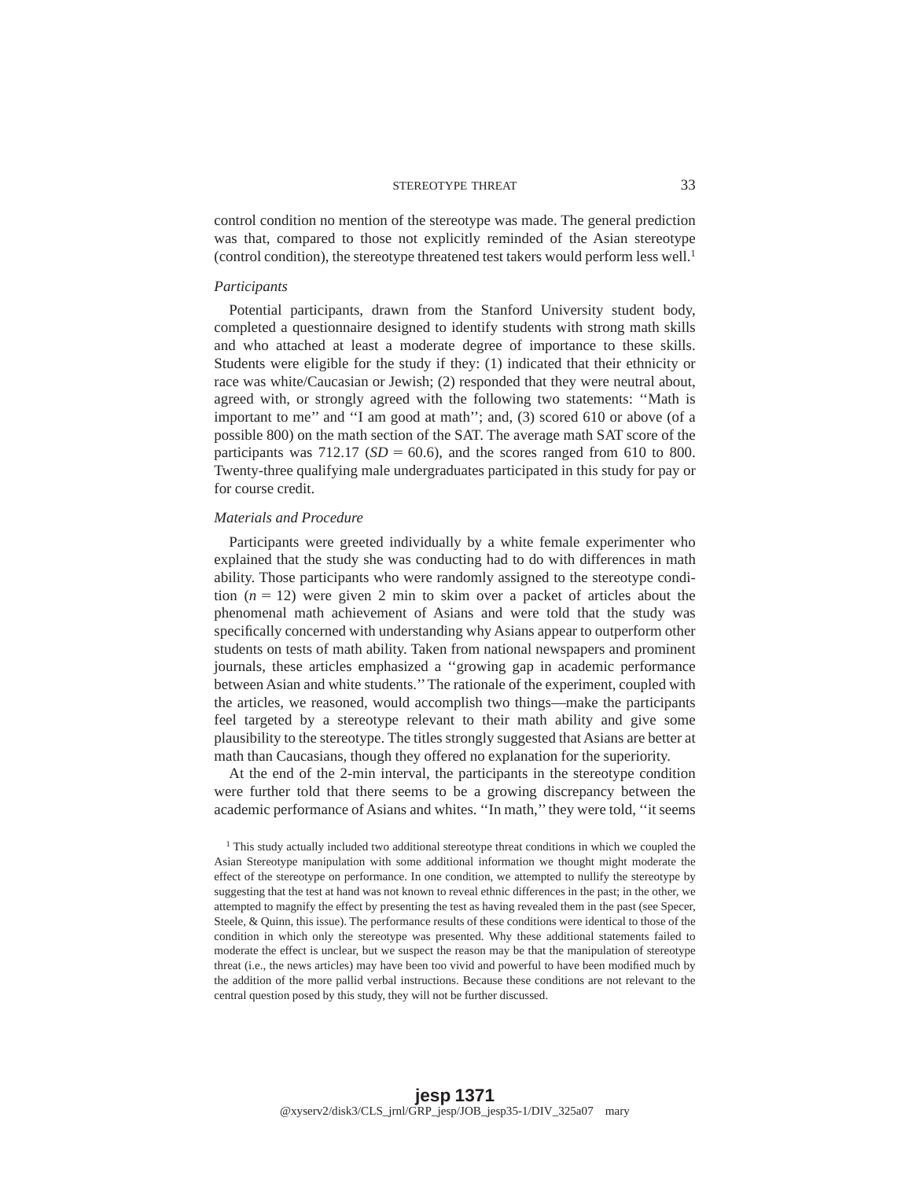control condition no mention of the stereotype was made. The general prediction was that, compared to those not explicitly reminded of the Asian stereotype (control condition), the stereotype threatened test takers would perform less well.[1]

*Participants*

Potential participants, drawn from the Stanford University student body, completed a questionnaire designed to identify students with strong math skills and who attached at least a moderate degree of importance to these skills. Students were eligible for the study if they: (1) indicated that their ethnicity or race was white/Caucasian or Jewish; (2) responded that they were neutral about, agreed with, or strongly agreed with the following two statements: ''Math is important to me'' and ''I am good at math''; and, (3) scored 610 or above (of a possible 800) on the math section of the SAT. The average math SAT score of the participants was 712.17 ($SD = 60.6$), and the scores ranged from 610 to 800. Twenty-three qualifying male undergraduates participated in this study for pay or for course credit.

*Materials and Procedure*

Participants were greeted individually by a white female experimenter who explained that the study she was conducting had to do with differences in math ability. Those participants who were randomly assigned to the stereotype condition ($n = 12$) were given 2 min to skim over a packet of articles about the phenomenal math achievement of Asians and were told that the study was specifically concerned with understanding why Asians appear to outperform other students on tests of math ability. Taken from national newspapers and prominent journals, these articles emphasized a ''growing gap in academic performance between Asian and white students.'' The rationale of the experiment, coupled with the articles, we reasoned, would accomplish two things—make the participants feel targeted by a stereotype relevant to their math ability and give some plausibility to the stereotype. The titles strongly suggested that Asians are better at math than Caucasians, though they offered no explanation for the superiority.

At the end of the 2-min interval, the participants in the stereotype condition were further told that there seems to be a growing discrepancy between the academic performance of Asians and whites. ''In math,'' they were told, ''it seems

[1] This study actually included two additional stereotype threat conditions in which we coupled the Asian Stereotype manipulation with some additional information we thought might moderate the effect of the stereotype on performance. In one condition, we attempted to nullify the stereotype by suggesting that the test at hand was not known to reveal ethnic differences in the past; in the other, we attempted to magnify the effect by presenting the test as having revealed them in the past (see Specer, Steele, & Quinn, this issue). The performance results of these conditions were identical to those of the condition in which only the stereotype was presented. Why these additional statements failed to moderate the effect is unclear, but we suspect the reason may be that the manipulation of stereotype threat (i.e., the news articles) may have been too vivid and powerful to have been modified much by the addition of the more pallid verbal instructions. Because these conditions are not relevant to the central question posed by this study, they will not be further discussed.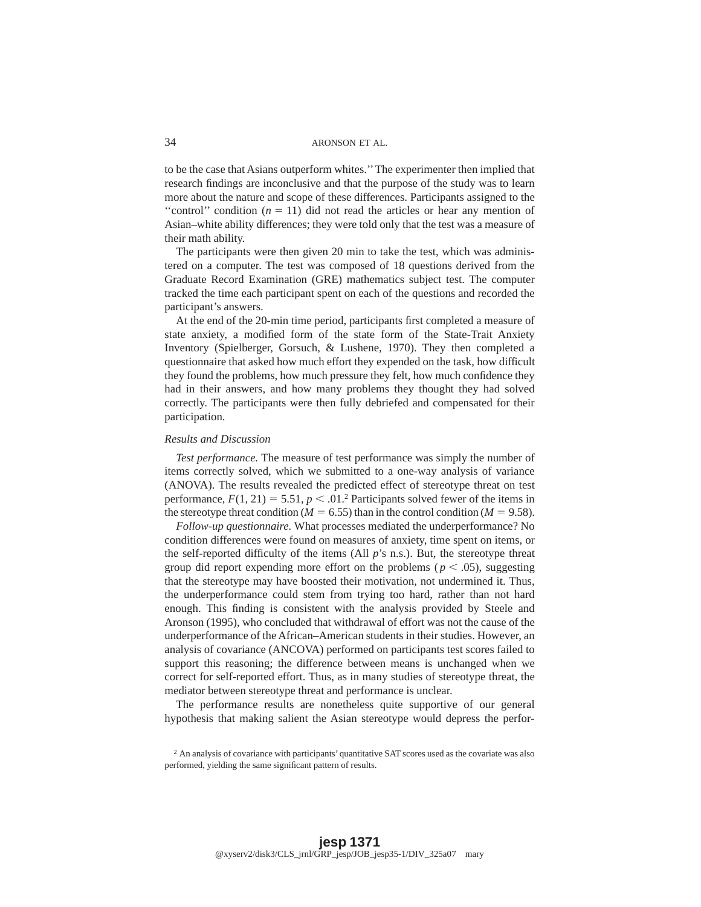to be the case that Asians outperform whites.'' The experimenter then implied that research findings are inconclusive and that the purpose of the study was to learn more about the nature and scope of these differences. Participants assigned to the ''control'' condition ($n = 11$) did not read the articles or hear any mention of Asian–white ability differences; they were told only that the test was a measure of their math ability.

The participants were then given 20 min to take the test, which was administered on a computer. The test was composed of 18 questions derived from the Graduate Record Examination (GRE) mathematics subject test. The computer tracked the time each participant spent on each of the questions and recorded the participant's answers.

At the end of the 20-min time period, participants first completed a measure of state anxiety, a modified form of the state form of the State-Trait Anxiety Inventory (Spielberger, Gorsuch, & Lushene, 1970). They then completed a questionnaire that asked how much effort they expended on the task, how difficult they found the problems, how much pressure they felt, how much confidence they had in their answers, and how many problems they thought they had solved correctly. The participants were then fully debriefed and compensated for their participation.

### *Results and Discussion*

*Test performance.* The measure of test performance was simply the number of items correctly solved, which we submitted to a one-way analysis of variance (ANOVA). The results revealed the predicted effect of stereotype threat on test performance, $F(1, 21) = 5.51$, $p < .01$.[2] Participants solved fewer of the items in the stereotype threat condition ($M = 6.55$) than in the control condition ($M = 9.58$).

*Follow-up questionnaire.* What processes mediated the underperformance? No condition differences were found on measures of anxiety, time spent on items, or the self-reported difficulty of the items (All $p$'s n.s.). But, the stereotype threat group did report expending more effort on the problems ($p < .05$), suggesting that the stereotype may have boosted their motivation, not undermined it. Thus, the underperformance could stem from trying too hard, rather than not hard enough. This finding is consistent with the analysis provided by Steele and Aronson (1995), who concluded that withdrawal of effort was not the cause of the underperformance of the African–American students in their studies. However, an analysis of covariance (ANCOVA) performed on participants test scores failed to support this reasoning; the difference between means is unchanged when we correct for self-reported effort. Thus, as in many studies of stereotype threat, the mediator between stereotype threat and performance is unclear.

The performance results are nonetheless quite supportive of our general hypothesis that making salient the Asian stereotype would depress the perfor-

[2] An analysis of covariance with participants' quantitative SAT scores used as the covariate was also performed, yielding the same significant pattern of results.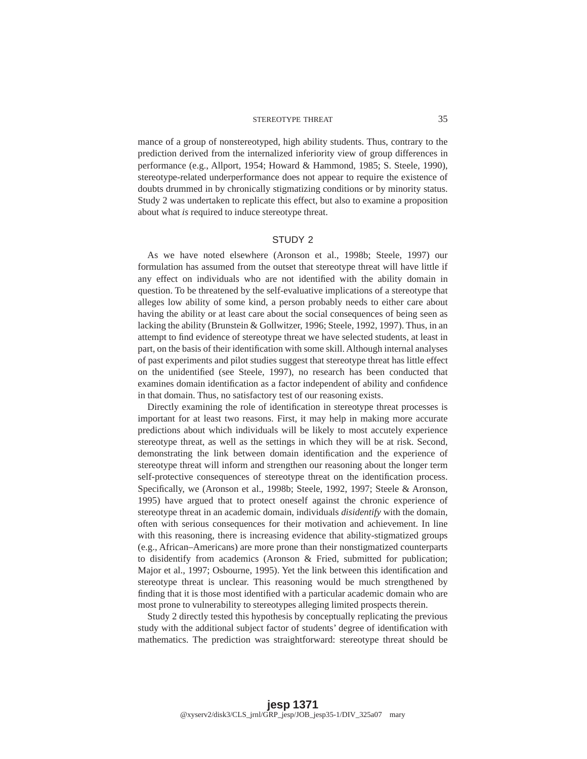mance of a group of nonstereotyped, high ability students. Thus, contrary to the prediction derived from the internalized inferiority view of group differences in performance (e.g., Allport, 1954; Howard & Hammond, 1985; S. Steele, 1990), stereotype-related underperformance does not appear to require the existence of doubts drummed in by chronically stigmatizing conditions or by minority status. Study 2 was undertaken to replicate this effect, but also to examine a proposition about what *is* required to induce stereotype threat.

## STUDY 2

As we have noted elsewhere (Aronson et al., 1998b; Steele, 1997) our formulation has assumed from the outset that stereotype threat will have little if any effect on individuals who are not identified with the ability domain in question. To be threatened by the self-evaluative implications of a stereotype that alleges low ability of some kind, a person probably needs to either care about having the ability or at least care about the social consequences of being seen as lacking the ability (Brunstein & Gollwitzer, 1996; Steele, 1992, 1997). Thus, in an attempt to find evidence of stereotype threat we have selected students, at least in part, on the basis of their identification with some skill. Although internal analyses of past experiments and pilot studies suggest that stereotype threat has little effect on the unidentified (see Steele, 1997), no research has been conducted that examines domain identification as a factor independent of ability and confidence in that domain. Thus, no satisfactory test of our reasoning exists.

Directly examining the role of identification in stereotype threat processes is important for at least two reasons. First, it may help in making more accurate predictions about which individuals will be likely to most accutely experience stereotype threat, as well as the settings in which they will be at risk. Second, demonstrating the link between domain identification and the experience of stereotype threat will inform and strengthen our reasoning about the longer term self-protective consequences of stereotype threat on the identification process. Specifically, we (Aronson et al., 1998b; Steele, 1992, 1997; Steele & Aronson, 1995) have argued that to protect oneself against the chronic experience of stereotype threat in an academic domain, individuals *disidentify* with the domain, often with serious consequences for their motivation and achievement. In line with this reasoning, there is increasing evidence that ability-stigmatized groups (e.g., African–Americans) are more prone than their nonstigmatized counterparts to disidentify from academics (Aronson & Fried, submitted for publication; Major et al., 1997; Osbourne, 1995). Yet the link between this identification and stereotype threat is unclear. This reasoning would be much strengthened by finding that it is those most identified with a particular academic domain who are most prone to vulnerability to stereotypes alleging limited prospects therein.

Study 2 directly tested this hypothesis by conceptually replicating the previous study with the additional subject factor of students' degree of identification with mathematics. The prediction was straightforward: stereotype threat should be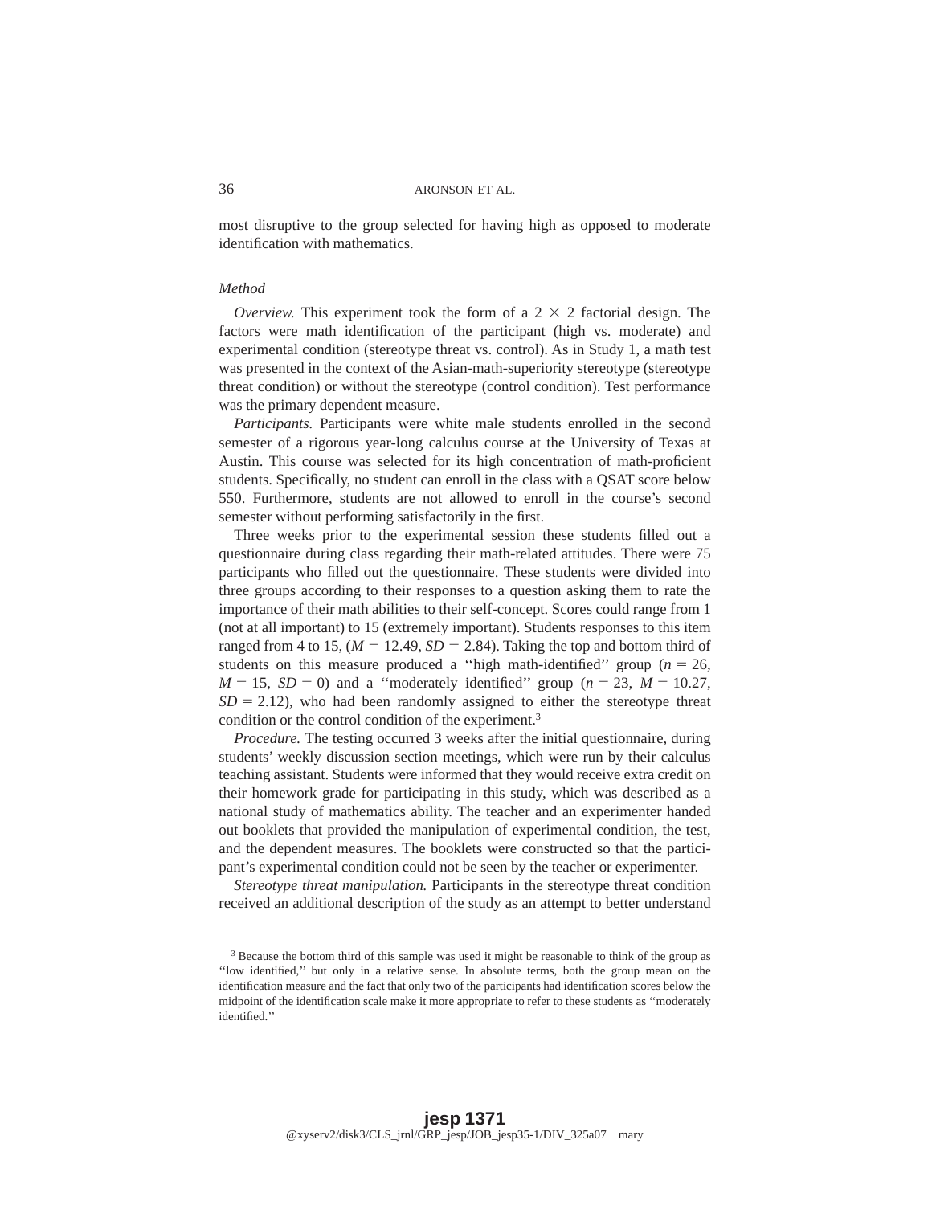most disruptive to the group selected for having high as opposed to moderate identification with mathematics.

### *Method*

*Overview.* This experiment took the form of a $2 \times 2$ factorial design. The factors were math identification of the participant (high vs. moderate) and experimental condition (stereotype threat vs. control). As in Study 1, a math test was presented in the context of the Asian-math-superiority stereotype (stereotype threat condition) or without the stereotype (control condition). Test performance was the primary dependent measure.

*Participants.* Participants were white male students enrolled in the second semester of a rigorous year-long calculus course at the University of Texas at Austin. This course was selected for its high concentration of math-proficient students. Specifically, no student can enroll in the class with a QSAT score below 550. Furthermore, students are not allowed to enroll in the course's second semester without performing satisfactorily in the first.

Three weeks prior to the experimental session these students filled out a questionnaire during class regarding their math-related attitudes. There were 75 participants who filled out the questionnaire. These students were divided into three groups according to their responses to a question asking them to rate the importance of their math abilities to their self-concept. Scores could range from 1 (not at all important) to 15 (extremely important). Students responses to this item ranged from 4 to 15, ($M = 12.49$, $SD = 2.84$). Taking the top and bottom third of students on this measure produced a ''high math-identified'' group ($n = 26$, $M = 15$, $SD = 0$) and a ''moderately identified'' group ($n = 23$, $M = 10.27$, $SD = 2.12$), who had been randomly assigned to either the stereotype threat condition or the control condition of the experiment.[3]

*Procedure.* The testing occurred 3 weeks after the initial questionnaire, during students' weekly discussion section meetings, which were run by their calculus teaching assistant. Students were informed that they would receive extra credit on their homework grade for participating in this study, which was described as a national study of mathematics ability. The teacher and an experimenter handed out booklets that provided the manipulation of experimental condition, the test, and the dependent measures. The booklets were constructed so that the participant's experimental condition could not be seen by the teacher or experimenter.

*Stereotype threat manipulation.* Participants in the stereotype threat condition received an additional description of the study as an attempt to better understand

[3] Because the bottom third of this sample was used it might be reasonable to think of the group as ''low identified,'' but only in a relative sense. In absolute terms, both the group mean on the identification measure and the fact that only two of the participants had identification scores below the midpoint of the identification scale make it more appropriate to refer to these students as ''moderately identified.''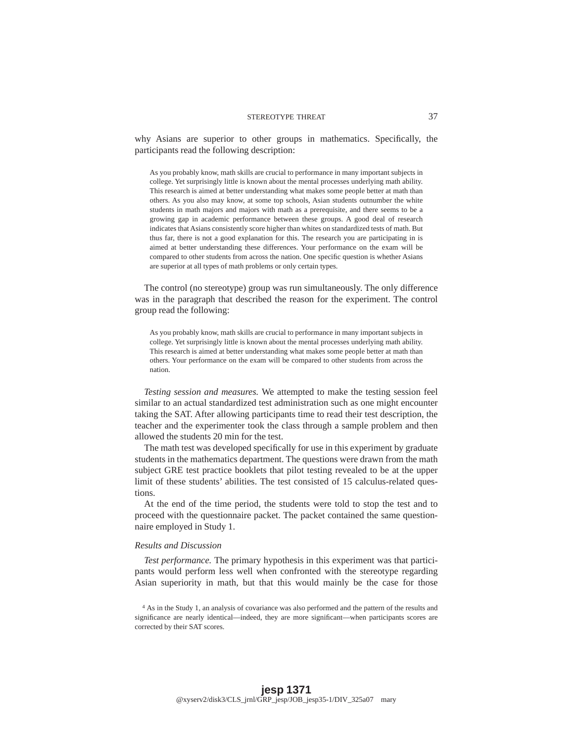why Asians are superior to other groups in mathematics. Specifically, the participants read the following description:

> As you probably know, math skills are crucial to performance in many important subjects in college. Yet surprisingly little is known about the mental processes underlying math ability. This research is aimed at better understanding what makes some people better at math than others. As you also may know, at some top schools, Asian students outnumber the white students in math majors and majors with math as a prerequisite, and there seems to be a growing gap in academic performance between these groups. A good deal of research indicates that Asians consistently score higher than whites on standardized tests of math. But thus far, there is not a good explanation for this. The research you are participating in is aimed at better understanding these differences. Your performance on the exam will be compared to other students from across the nation. One specific question is whether Asians are superior at all types of math problems or only certain types.

The control (no stereotype) group was run simultaneously. The only difference was in the paragraph that described the reason for the experiment. The control group read the following:

> As you probably know, math skills are crucial to performance in many important subjects in college. Yet surprisingly little is known about the mental processes underlying math ability. This research is aimed at better understanding what makes some people better at math than others. Your performance on the exam will be compared to other students from across the nation.

*Testing session and measures.* We attempted to make the testing session feel similar to an actual standardized test administration such as one might encounter taking the SAT. After allowing participants time to read their test description, the teacher and the experimenter took the class through a sample problem and then allowed the students 20 min for the test.

The math test was developed specifically for use in this experiment by graduate students in the mathematics department. The questions were drawn from the math subject GRE test practice booklets that pilot testing revealed to be at the upper limit of these students' abilities. The test consisted of 15 calculus-related questions.

At the end of the time period, the students were told to stop the test and to proceed with the questionnaire packet. The packet contained the same questionnaire employed in Study 1.

### Results and Discussion

*Test performance.* The primary hypothesis in this experiment was that participants would perform less well when confronted with the stereotype regarding Asian superiority in math, but that this would mainly be the case for those

[4] As in the Study 1, an analysis of covariance was also performed and the pattern of the results and significance are nearly identical—indeed, they are more significant—when participants scores are corrected by their SAT scores.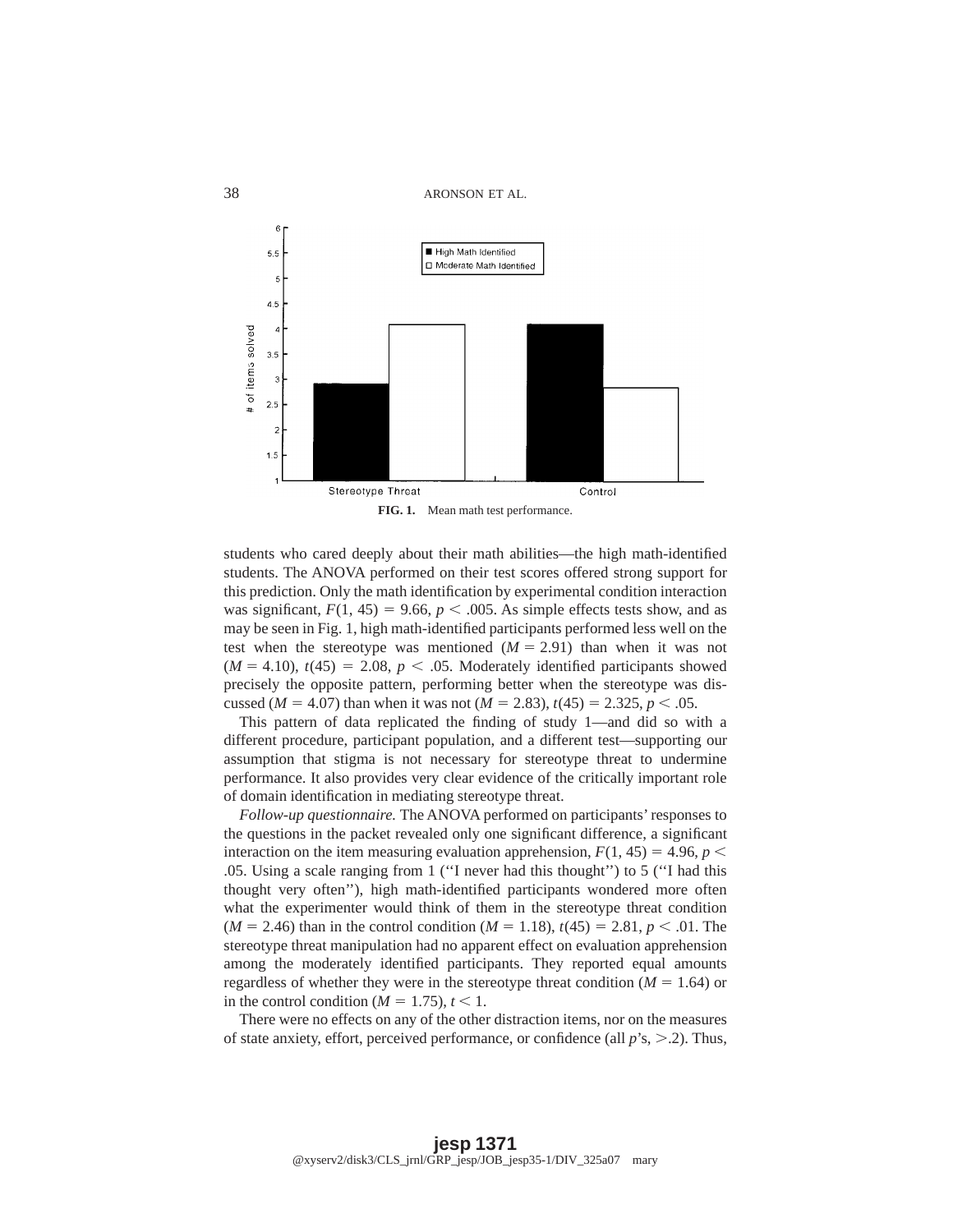**FIG. 1.** Mean math test performance.

students who cared deeply about their math abilities—the high math-identified students. The ANOVA performed on their test scores offered strong support for this prediction. Only the math identification by experimental condition interaction was significant, $F(1, 45) = 9.66$, $p < .005$. As simple effects tests show, and as may be seen in Fig. 1, high math-identified participants performed less well on the test when the stereotype was mentioned ($M = 2.91$) than when it was not ($M = 4.10$), $t(45) = 2.08$, $p < .05$. Moderately identified participants showed precisely the opposite pattern, performing better when the stereotype was discussed ($M = 4.07$) than when it was not ($M = 2.83$), $t(45) = 2.325$, $p < .05$.

This pattern of data replicated the finding of study 1—and did so with a different procedure, participant population, and a different test—supporting our assumption that stigma is not necessary for stereotype threat to undermine performance. It also provides very clear evidence of the critically important role of domain identification in mediating stereotype threat.

*Follow-up questionnaire.* The ANOVA performed on participants' responses to the questions in the packet revealed only one significant difference, a significant interaction on the item measuring evaluation apprehension, $F(1, 45) = 4.96$, $p < .05$. Using a scale ranging from 1 (''I never had this thought'') to 5 (''I had this thought very often''), high math-identified participants wondered more often what the experimenter would think of them in the stereotype threat condition ($M = 2.46$) than in the control condition ($M = 1.18$), $t(45) = 2.81$, $p < .01$. The stereotype threat manipulation had no apparent effect on evaluation apprehension among the moderately identified participants. They reported equal amounts regardless of whether they were in the stereotype threat condition ($M = 1.64$) or in the control condition ($M = 1.75$), $t < 1$.

There were no effects on any of the other distraction items, nor on the measures of state anxiety, effort, perceived performance, or confidence (all $p$'s, $>.2$). Thus,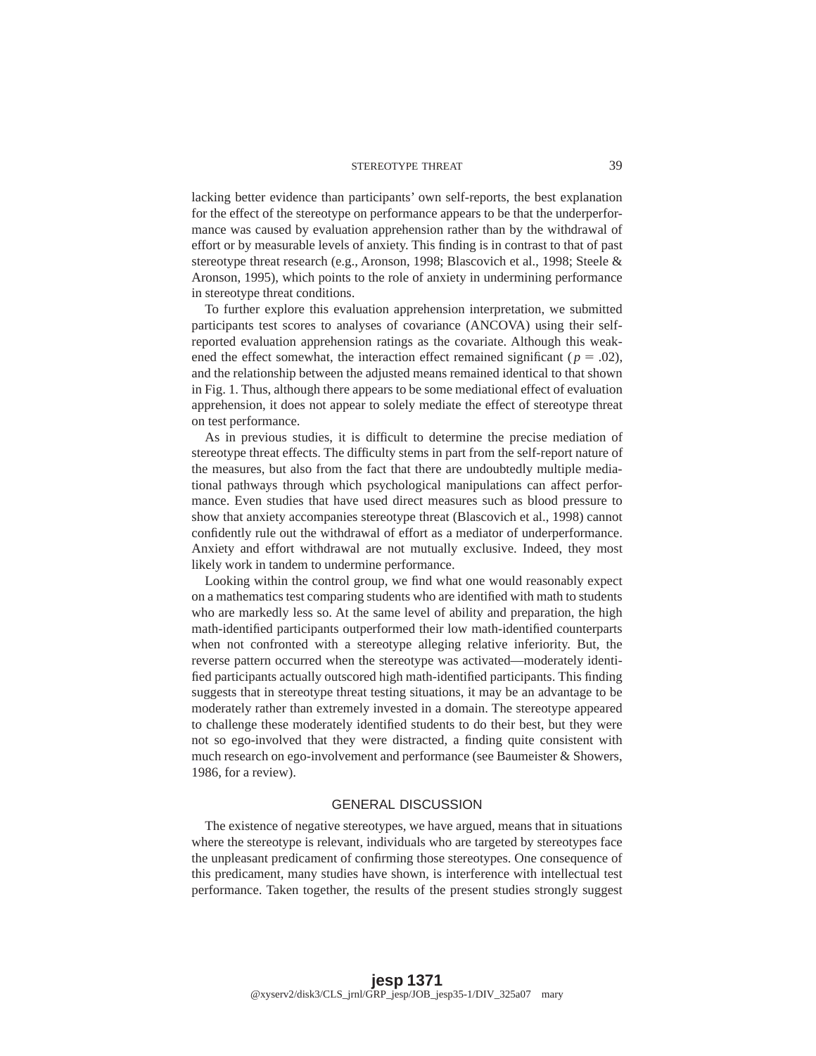lacking better evidence than participants' own self-reports, the best explanation for the effect of the stereotype on performance appears to be that the underperformance was caused by evaluation apprehension rather than by the withdrawal of effort or by measurable levels of anxiety. This finding is in contrast to that of past stereotype threat research (e.g., Aronson, 1998; Blascovich et al., 1998; Steele & Aronson, 1995), which points to the role of anxiety in undermining performance in stereotype threat conditions.

To further explore this evaluation apprehension interpretation, we submitted participants test scores to analyses of covariance (ANCOVA) using their self-reported evaluation apprehension ratings as the covariate. Although this weakened the effect somewhat, the interaction effect remained significant ($p = .02$), and the relationship between the adjusted means remained identical to that shown in Fig. 1. Thus, although there appears to be some mediational effect of evaluation apprehension, it does not appear to solely mediate the effect of stereotype threat on test performance.

As in previous studies, it is difficult to determine the precise mediation of stereotype threat effects. The difficulty stems in part from the self-report nature of the measures, but also from the fact that there are undoubtedly multiple mediational pathways through which psychological manipulations can affect performance. Even studies that have used direct measures such as blood pressure to show that anxiety accompanies stereotype threat (Blascovich et al., 1998) cannot confidently rule out the withdrawal of effort as a mediator of underperformance. Anxiety and effort withdrawal are not mutually exclusive. Indeed, they most likely work in tandem to undermine performance.

Looking within the control group, we find what one would reasonably expect on a mathematics test comparing students who are identified with math to students who are markedly less so. At the same level of ability and preparation, the high math-identified participants outperformed their low math-identified counterparts when not confronted with a stereotype alleging relative inferiority. But, the reverse pattern occurred when the stereotype was activated—moderately identified participants actually outscored high math-identified participants. This finding suggests that in stereotype threat testing situations, it may be an advantage to be moderately rather than extremely invested in a domain. The stereotype appeared to challenge these moderately identified students to do their best, but they were not so ego-involved that they were distracted, a finding quite consistent with much research on ego-involvement and performance (see Baumeister & Showers, 1986, for a review).

## GENERAL DISCUSSION

The existence of negative stereotypes, we have argued, means that in situations where the stereotype is relevant, individuals who are targeted by stereotypes face the unpleasant predicament of confirming those stereotypes. One consequence of this predicament, many studies have shown, is interference with intellectual test performance. Taken together, the results of the present studies strongly suggest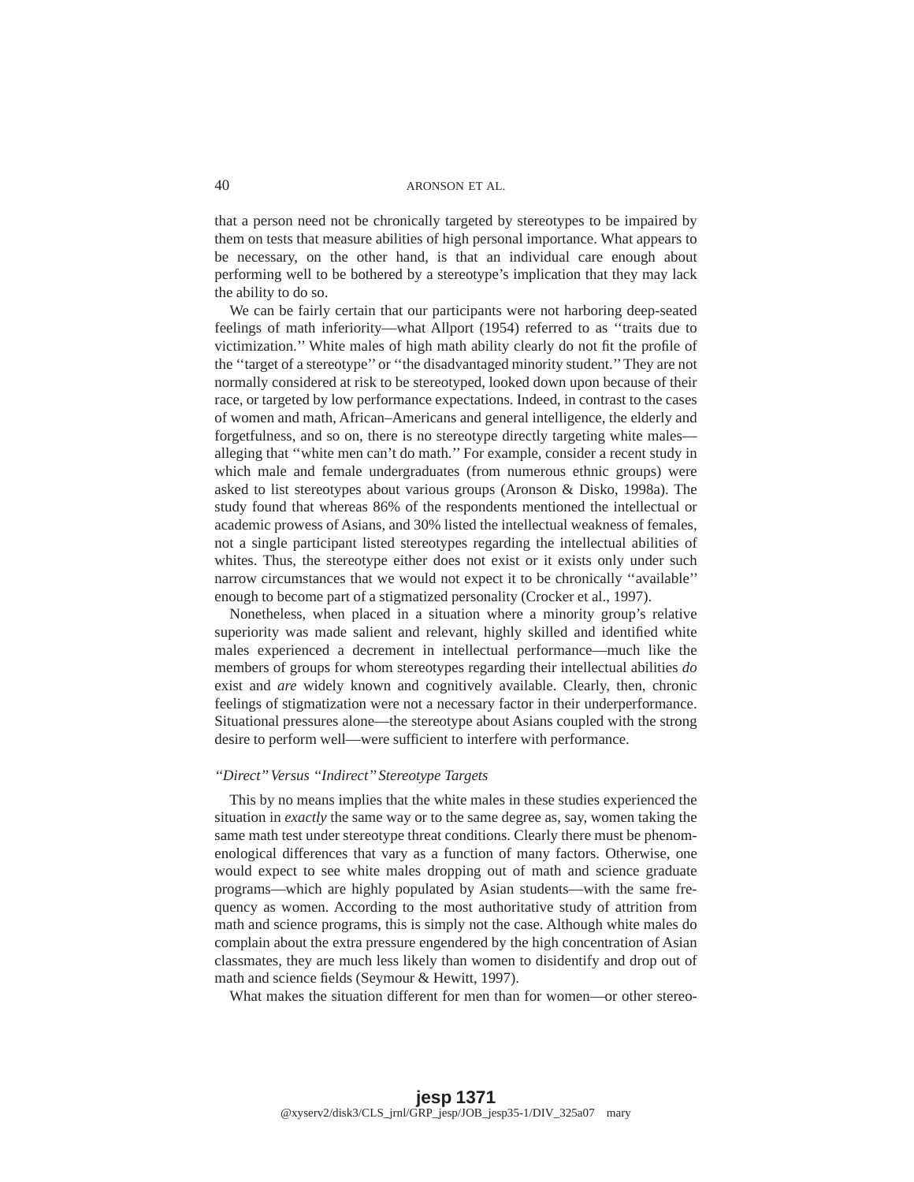that a person need not be chronically targeted by stereotypes to be impaired by them on tests that measure abilities of high personal importance. What appears to be necessary, on the other hand, is that an individual care enough about performing well to be bothered by a stereotype's implication that they may lack the ability to do so.

We can be fairly certain that our participants were not harboring deep-seated feelings of math inferiority—what Allport (1954) referred to as ''traits due to victimization.'' White males of high math ability clearly do not fit the profile of the ''target of a stereotype'' or ''the disadvantaged minority student.'' They are not normally considered at risk to be stereotyped, looked down upon because of their race, or targeted by low performance expectations. Indeed, in contrast to the cases of women and math, African–Americans and general intelligence, the elderly and forgetfulness, and so on, there is no stereotype directly targeting white males—alleging that ''white men can't do math.'' For example, consider a recent study in which male and female undergraduates (from numerous ethnic groups) were asked to list stereotypes about various groups (Aronson & Disko, 1998a). The study found that whereas 86% of the respondents mentioned the intellectual or academic prowess of Asians, and 30% listed the intellectual weakness of females, not a single participant listed stereotypes regarding the intellectual abilities of whites. Thus, the stereotype either does not exist or it exists only under such narrow circumstances that we would not expect it to be chronically ''available'' enough to become part of a stigmatized personality (Crocker et al., 1997).

Nonetheless, when placed in a situation where a minority group's relative superiority was made salient and relevant, highly skilled and identified white males experienced a decrement in intellectual performance—much like the members of groups for whom stereotypes regarding their intellectual abilities *do* exist and *are* widely known and cognitively available. Clearly, then, chronic feelings of stigmatization were not a necessary factor in their underperformance. Situational pressures alone—the stereotype about Asians coupled with the strong desire to perform well—were sufficient to interfere with performance.

### *"Direct" Versus "Indirect" Stereotype Targets*

This by no means implies that the white males in these studies experienced the situation in *exactly* the same way or to the same degree as, say, women taking the same math test under stereotype threat conditions. Clearly there must be phenomenological differences that vary as a function of many factors. Otherwise, one would expect to see white males dropping out of math and science graduate programs—which are highly populated by Asian students—with the same frequency as women. According to the most authoritative study of attrition from math and science programs, this is simply not the case. Although white males do complain about the extra pressure engendered by the high concentration of Asian classmates, they are much less likely than women to disidentify and drop out of math and science fields (Seymour & Hewitt, 1997).

What makes the situation different for men than for women—or other stereo-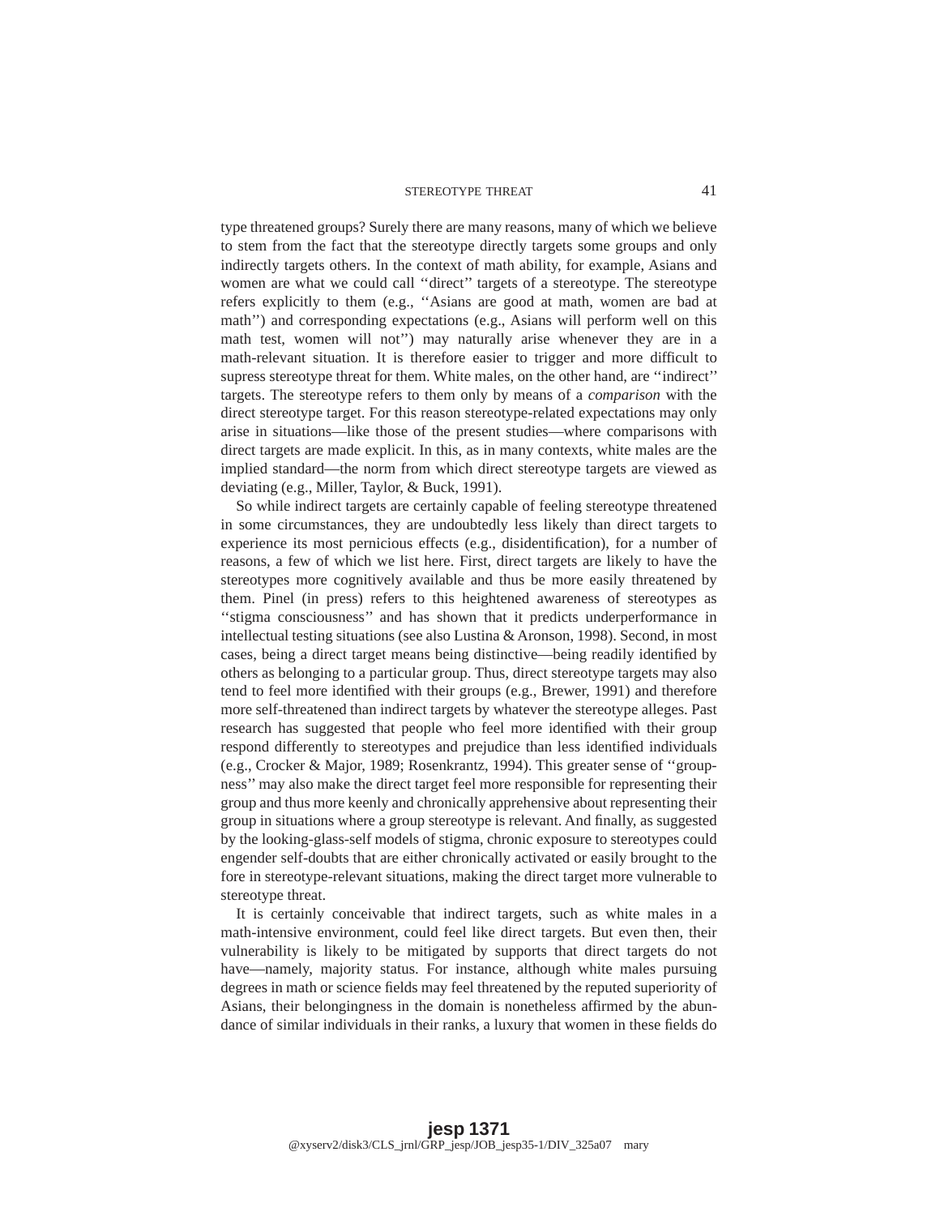type threatened groups? Surely there are many reasons, many of which we believe to stem from the fact that the stereotype directly targets some groups and only indirectly targets others. In the context of math ability, for example, Asians and women are what we could call ''direct'' targets of a stereotype. The stereotype refers explicitly to them (e.g., ''Asians are good at math, women are bad at math'') and corresponding expectations (e.g., Asians will perform well on this math test, women will not'') may naturally arise whenever they are in a math-relevant situation. It is therefore easier to trigger and more difficult to supress stereotype threat for them. White males, on the other hand, are ''indirect'' targets. The stereotype refers to them only by means of a *comparison* with the direct stereotype target. For this reason stereotype-related expectations may only arise in situations—like those of the present studies—where comparisons with direct targets are made explicit. In this, as in many contexts, white males are the implied standard—the norm from which direct stereotype targets are viewed as deviating (e.g., Miller, Taylor, & Buck, 1991).

So while indirect targets are certainly capable of feeling stereotype threatened in some circumstances, they are undoubtedly less likely than direct targets to experience its most pernicious effects (e.g., disidentification), for a number of reasons, a few of which we list here. First, direct targets are likely to have the stereotypes more cognitively available and thus be more easily threatened by them. Pinel (in press) refers to this heightened awareness of stereotypes as ''stigma consciousness'' and has shown that it predicts underperformance in intellectual testing situations (see also Lustina & Aronson, 1998). Second, in most cases, being a direct target means being distinctive—being readily identified by others as belonging to a particular group. Thus, direct stereotype targets may also tend to feel more identified with their groups (e.g., Brewer, 1991) and therefore more self-threatened than indirect targets by whatever the stereotype alleges. Past research has suggested that people who feel more identified with their group respond differently to stereotypes and prejudice than less identified individuals (e.g., Crocker & Major, 1989; Rosenkrantz, 1994). This greater sense of ''groupness'' may also make the direct target feel more responsible for representing their group and thus more keenly and chronically apprehensive about representing their group in situations where a group stereotype is relevant. And finally, as suggested by the looking-glass-self models of stigma, chronic exposure to stereotypes could engender self-doubts that are either chronically activated or easily brought to the fore in stereotype-relevant situations, making the direct target more vulnerable to stereotype threat.

It is certainly conceivable that indirect targets, such as white males in a math-intensive environment, could feel like direct targets. But even then, their vulnerability is likely to be mitigated by supports that direct targets do not have—namely, majority status. For instance, although white males pursuing degrees in math or science fields may feel threatened by the reputed superiority of Asians, their belongingness in the domain is nonetheless affirmed by the abundance of similar individuals in their ranks, a luxury that women in these fields do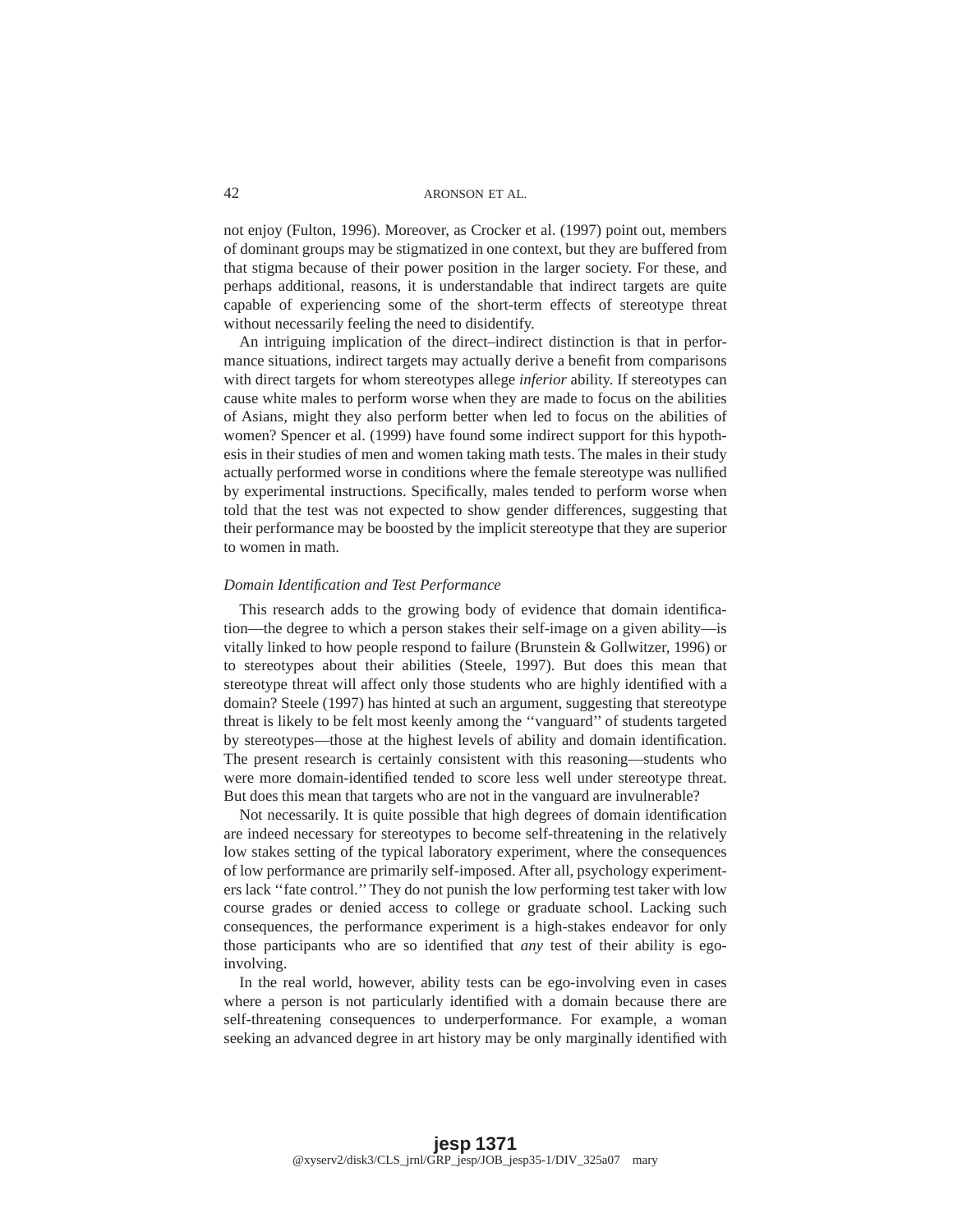not enjoy (Fulton, 1996). Moreover, as Crocker et al. (1997) point out, members of dominant groups may be stigmatized in one context, but they are buffered from that stigma because of their power position in the larger society. For these, and perhaps additional, reasons, it is understandable that indirect targets are quite capable of experiencing some of the short-term effects of stereotype threat without necessarily feeling the need to disidentify.

An intriguing implication of the direct–indirect distinction is that in performance situations, indirect targets may actually derive a benefit from comparisons with direct targets for whom stereotypes allege *inferior* ability. If stereotypes can cause white males to perform worse when they are made to focus on the abilities of Asians, might they also perform better when led to focus on the abilities of women? Spencer et al. (1999) have found some indirect support for this hypothesis in their studies of men and women taking math tests. The males in their study actually performed worse in conditions where the female stereotype was nullified by experimental instructions. Specifically, males tended to perform worse when told that the test was not expected to show gender differences, suggesting that their performance may be boosted by the implicit stereotype that they are superior to women in math.

### *Domain Identification and Test Performance*

This research adds to the growing body of evidence that domain identification—the degree to which a person stakes their self-image on a given ability—is vitally linked to how people respond to failure (Brunstein & Gollwitzer, 1996) or to stereotypes about their abilities (Steele, 1997). But does this mean that stereotype threat will affect only those students who are highly identified with a domain? Steele (1997) has hinted at such an argument, suggesting that stereotype threat is likely to be felt most keenly among the ''vanguard'' of students targeted by stereotypes—those at the highest levels of ability and domain identification. The present research is certainly consistent with this reasoning—students who were more domain-identified tended to score less well under stereotype threat. But does this mean that targets who are not in the vanguard are invulnerable?

Not necessarily. It is quite possible that high degrees of domain identification are indeed necessary for stereotypes to become self-threatening in the relatively low stakes setting of the typical laboratory experiment, where the consequences of low performance are primarily self-imposed. After all, psychology experimenters lack ''fate control.'' They do not punish the low performing test taker with low course grades or denied access to college or graduate school. Lacking such consequences, the performance experiment is a high-stakes endeavor for only those participants who are so identified that *any* test of their ability is ego-involving.

In the real world, however, ability tests can be ego-involving even in cases where a person is not particularly identified with a domain because there are self-threatening consequences to underperformance. For example, a woman seeking an advanced degree in art history may be only marginally identified with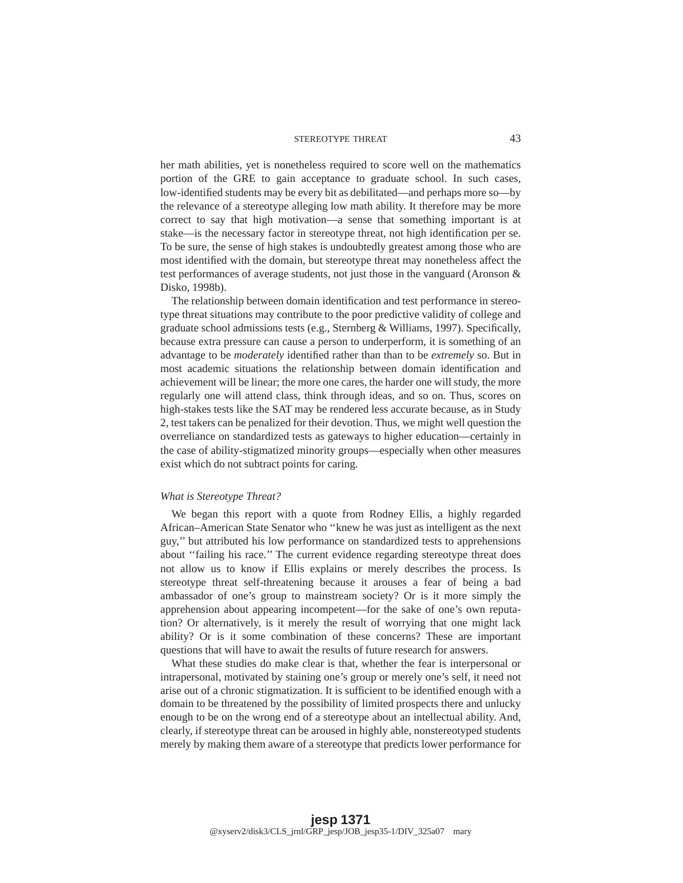her math abilities, yet is nonetheless required to score well on the mathematics portion of the GRE to gain acceptance to graduate school. In such cases, low-identified students may be every bit as debilitated—and perhaps more so—by the relevance of a stereotype alleging low math ability. It therefore may be more correct to say that high motivation—a sense that something important is at stake—is the necessary factor in stereotype threat, not high identification per se. To be sure, the sense of high stakes is undoubtedly greatest among those who are most identified with the domain, but stereotype threat may nonetheless affect the test performances of average students, not just those in the vanguard (Aronson & Disko, 1998b).

The relationship between domain identification and test performance in stereotype threat situations may contribute to the poor predictive validity of college and graduate school admissions tests (e.g., Sternberg & Williams, 1997). Specifically, because extra pressure can cause a person to underperform, it is something of an advantage to be *moderately* identified rather than than to be *extremely* so. But in most academic situations the relationship between domain identification and achievement will be linear; the more one cares, the harder one will study, the more regularly one will attend class, think through ideas, and so on. Thus, scores on high-stakes tests like the SAT may be rendered less accurate because, as in Study 2, test takers can be penalized for their devotion. Thus, we might well question the overreliance on standardized tests as gateways to higher education—certainly in the case of ability-stigmatized minority groups—especially when other measures exist which do not subtract points for caring.

### *What is Stereotype Threat?*

We began this report with a quote from Rodney Ellis, a highly regarded African–American State Senator who ''knew he was just as intelligent as the next guy,'' but attributed his low performance on standardized tests to apprehensions about ''failing his race.'' The current evidence regarding stereotype threat does not allow us to know if Ellis explains or merely describes the process. Is stereotype threat self-threatening because it arouses a fear of being a bad ambassador of one's group to mainstream society? Or is it more simply the apprehension about appearing incompetent—for the sake of one's own reputation? Or alternatively, is it merely the result of worrying that one might lack ability? Or is it some combination of these concerns? These are important questions that will have to await the results of future research for answers.

What these studies do make clear is that, whether the fear is interpersonal or intrapersonal, motivated by staining one's group or merely one's self, it need not arise out of a chronic stigmatization. It is sufficient to be identified enough with a domain to be threatened by the possibility of limited prospects there and unlucky enough to be on the wrong end of a stereotype about an intellectual ability. And, clearly, if stereotype threat can be aroused in highly able, nonstereotyped students merely by making them aware of a stereotype that predicts lower performance for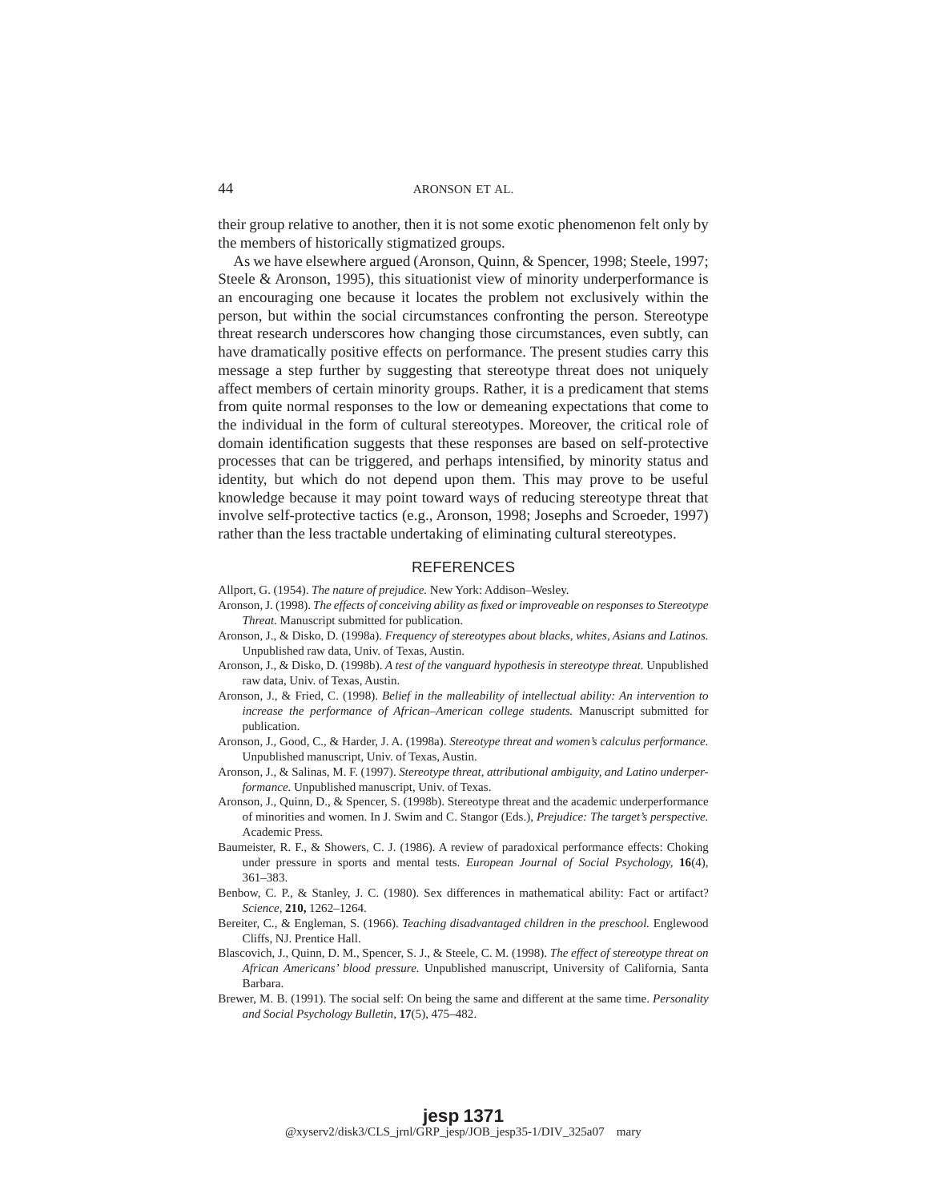their group relative to another, then it is not some exotic phenomenon felt only by the members of historically stigmatized groups.

As we have elsewhere argued (Aronson, Quinn, & Spencer, 1998; Steele, 1997; Steele & Aronson, 1995), this situationist view of minority underperformance is an encouraging one because it locates the problem not exclusively within the person, but within the social circumstances confronting the person. Stereotype threat research underscores how changing those circumstances, even subtly, can have dramatically positive effects on performance. The present studies carry this message a step further by suggesting that stereotype threat does not uniquely affect members of certain minority groups. Rather, it is a predicament that stems from quite normal responses to the low or demeaning expectations that come to the individual in the form of cultural stereotypes. Moreover, the critical role of domain identification suggests that these responses are based on self-protective processes that can be triggered, and perhaps intensified, by minority status and identity, but which do not depend upon them. This may prove to be useful knowledge because it may point toward ways of reducing stereotype threat that involve self-protective tactics (e.g., Aronson, 1998; Josephs and Scroeder, 1997) rather than the less tractable undertaking of eliminating cultural stereotypes.

## REFERENCES

Allport, G. (1954). *The nature of prejudice.* New York: Addison–Wesley.

Aronson, J. (1998). *The effects of conceiving ability as fixed or improveable on responses to Stereotype Threat.* Manuscript submitted for publication.

Aronson, J., & Disko, D. (1998a). *Frequency of stereotypes about blacks, whites, Asians and Latinos.* Unpublished raw data, Univ. of Texas, Austin.

Aronson, J., & Disko, D. (1998b). *A test of the vanguard hypothesis in stereotype threat.* Unpublished raw data, Univ. of Texas, Austin.

Aronson, J., & Fried, C. (1998). *Belief in the malleability of intellectual ability: An intervention to increase the performance of African–American college students.* Manuscript submitted for publication.

Aronson, J., Good, C., & Harder, J. A. (1998a). *Stereotype threat and women's calculus performance.* Unpublished manuscript, Univ. of Texas, Austin.

Aronson, J., & Salinas, M. F. (1997). *Stereotype threat, attributional ambiguity, and Latino underperformance.* Unpublished manuscript, Univ. of Texas.

Aronson, J., Quinn, D., & Spencer, S. (1998b). Stereotype threat and the academic underperformance of minorities and women. In J. Swim and C. Stangor (Eds.), *Prejudice: The target's perspective.* Academic Press.

Baumeister, R. F., & Showers, C. J. (1986). A review of paradoxical performance effects: Choking under pressure in sports and mental tests. *European Journal of Social Psychology,* **16**(4), 361–383.

Benbow, C. P., & Stanley, J. C. (1980). Sex differences in mathematical ability: Fact or artifact? *Science,* **210,** 1262–1264.

Bereiter, C., & Engleman, S. (1966). *Teaching disadvantaged children in the preschool.* Englewood Cliffs, NJ. Prentice Hall.

Blascovich, J., Quinn, D. M., Spencer, S. J., & Steele, C. M. (1998). *The effect of stereotype threat on African Americans' blood pressure.* Unpublished manuscript, University of California, Santa Barbara.

Brewer, M. B. (1991). The social self: On being the same and different at the same time. *Personality and Social Psychology Bulletin,* **17**(5), 475–482.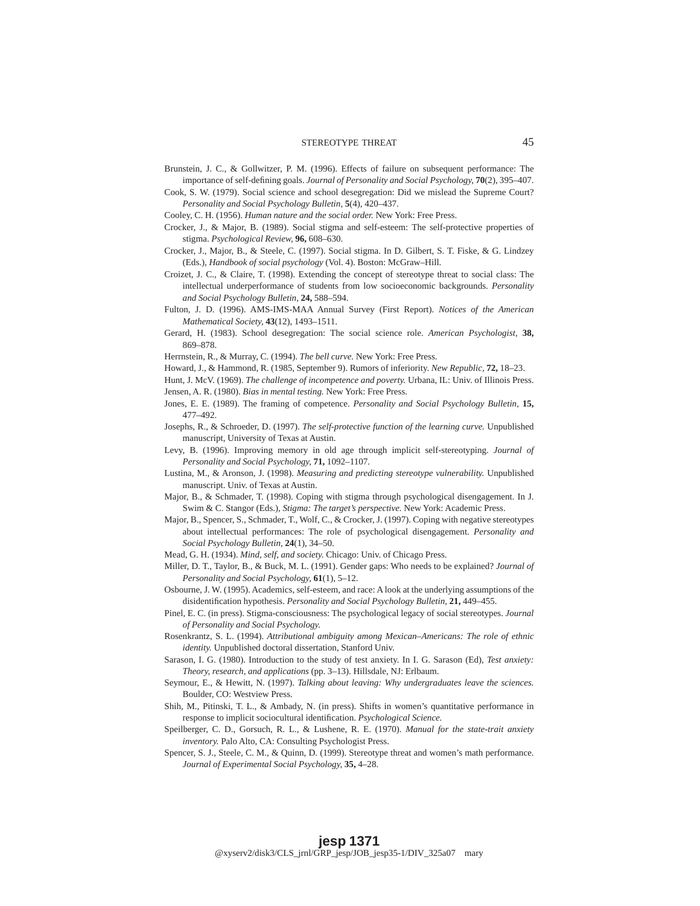Brunstein, J. C., & Gollwitzer, P. M. (1996). Effects of failure on subsequent performance: The importance of self-defining goals. *Journal of Personality and Social Psychology,* **70**(2), 395–407.

Cook, S. W. (1979). Social science and school desegregation: Did we mislead the Supreme Court? *Personality and Social Psychology Bulletin,* **5**(4), 420–437.

Cooley, C. H. (1956). *Human nature and the social order.* New York: Free Press.

Crocker, J., & Major, B. (1989). Social stigma and self-esteem: The self-protective properties of stigma. *Psychological Review,* **96,** 608–630.

Crocker, J., Major, B., & Steele, C. (1997). Social stigma. In D. Gilbert, S. T. Fiske, & G. Lindzey (Eds.), *Handbook of social psychology* (Vol. 4). Boston: McGraw–Hill.

Croizet, J. C., & Claire, T. (1998). Extending the concept of stereotype threat to social class: The intellectual underperformance of students from low socioeconomic backgrounds. *Personality and Social Psychology Bulletin,* **24,** 588–594.

Fulton, J. D. (1996). AMS-IMS-MAA Annual Survey (First Report). *Notices of the American Mathematical Society,* **43**(12), 1493–1511.

Gerard, H. (1983). School desegregation: The social science role. *American Psychologist,* **38,** 869–878.

Herrnstein, R., & Murray, C. (1994). *The bell curve.* New York: Free Press.

Howard, J., & Hammond, R. (1985, September 9). Rumors of inferiority. *New Republic,* **72,** 18–23.

Hunt, J. McV. (1969). *The challenge of incompetence and poverty.* Urbana, IL: Univ. of Illinois Press.

Jensen, A. R. (1980). *Bias in mental testing.* New York: Free Press.

Jones, E. E. (1989). The framing of competence. *Personality and Social Psychology Bulletin,* **15,** 477–492.

Josephs, R., & Schroeder, D. (1997). *The self-protective function of the learning curve.* Unpublished manuscript, University of Texas at Austin.

Levy, B. (1996). Improving memory in old age through implicit self-stereotyping. *Journal of Personality and Social Psychology,* **71,** 1092–1107.

Lustina, M., & Aronson, J. (1998). *Measuring and predicting stereotype vulnerability.* Unpublished manuscript. Univ. of Texas at Austin.

Major, B., & Schmader, T. (1998). Coping with stigma through psychological disengagement. In J. Swim & C. Stangor (Eds.), *Stigma: The target's perspective.* New York: Academic Press.

Major, B., Spencer, S., Schmader, T., Wolf, C., & Crocker, J. (1997). Coping with negative stereotypes about intellectual performances: The role of psychological disengagement. *Personality and Social Psychology Bulletin,* **24**(1), 34–50.

Mead, G. H. (1934). *Mind, self, and society.* Chicago: Univ. of Chicago Press.

Miller, D. T., Taylor, B., & Buck, M. L. (1991). Gender gaps: Who needs to be explained? *Journal of Personality and Social Psychology,* **61**(1), 5–12.

Osbourne, J. W. (1995). Academics, self-esteem, and race: A look at the underlying assumptions of the disidentification hypothesis. *Personality and Social Psychology Bulletin,* **21,** 449–455.

Pinel, E. C. (in press). Stigma-consciousness: The psychological legacy of social stereotypes. *Journal of Personality and Social Psychology.*

Rosenkrantz, S. L. (1994). *Attributional ambiguity among Mexican–Americans: The role of ethnic identity.* Unpublished doctoral dissertation, Stanford Univ.

Sarason, I. G. (1980). Introduction to the study of test anxiety. In I. G. Sarason (Ed), *Test anxiety: Theory, research, and applications* (pp. 3–13). Hillsdale, NJ: Erlbaum.

Seymour, E., & Hewitt, N. (1997). *Talking about leaving: Why undergraduates leave the sciences.* Boulder, CO: Westview Press.

Shih, M., Pitinski, T. L., & Ambady, N. (in press). Shifts in women's quantitative performance in response to implicit sociocultural identification. *Psychological Science.*

Speilberger, C. D., Gorsuch, R. L., & Lushene, R. E. (1970). *Manual for the state-trait anxiety inventory.* Palo Alto, CA: Consulting Psychologist Press.

Spencer, S. J., Steele, C. M., & Quinn, D. (1999). Stereotype threat and women's math performance. *Journal of Experimental Social Psychology,* **35,** 4–28.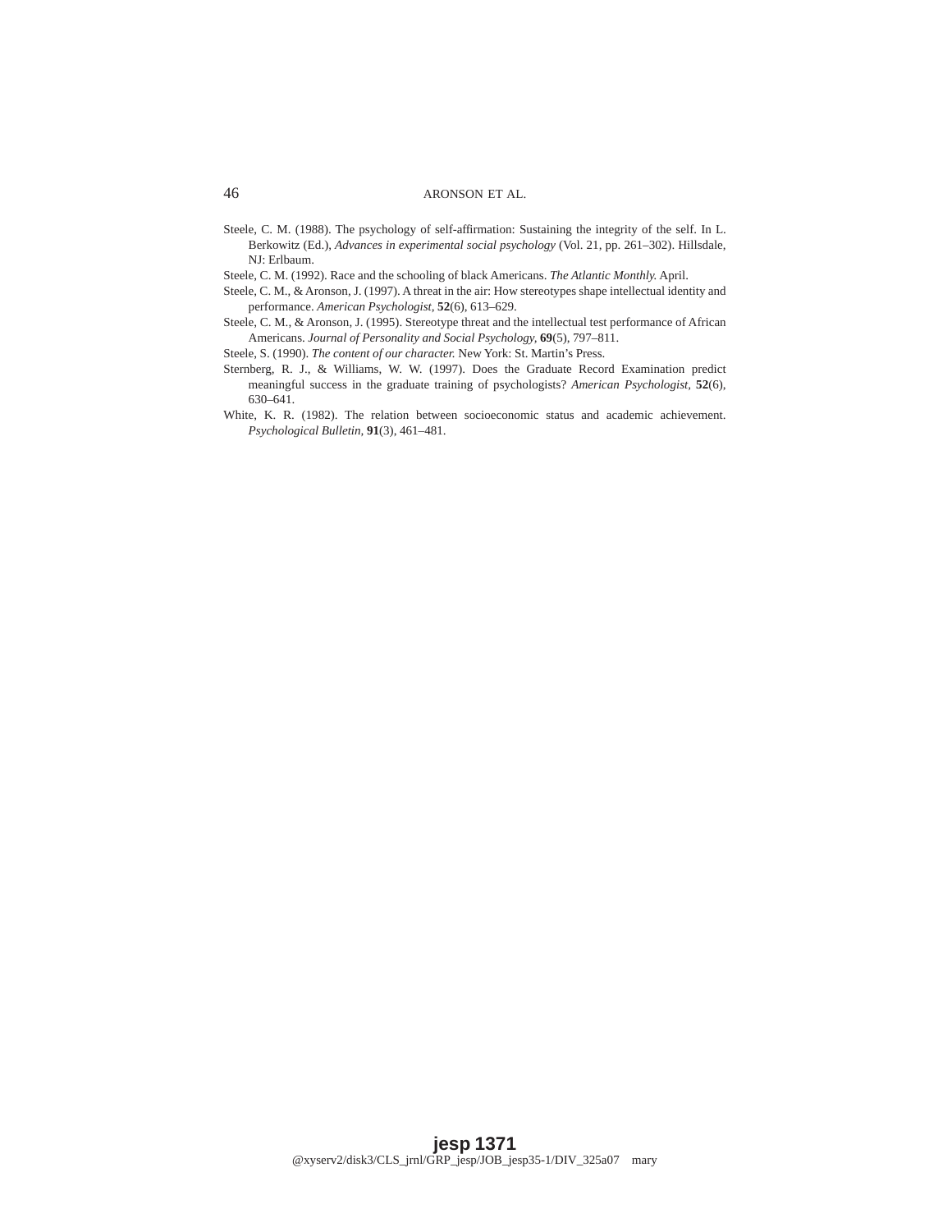Steele, C. M. (1988). The psychology of self-affirmation: Sustaining the integrity of the self. In L. Berkowitz (Ed.), *Advances in experimental social psychology* (Vol. 21, pp. 261–302). Hillsdale, NJ: Erlbaum.

Steele, C. M. (1992). Race and the schooling of black Americans. *The Atlantic Monthly.* April.

Steele, C. M., & Aronson, J. (1997). A threat in the air: How stereotypes shape intellectual identity and performance. *American Psychologist,* **52**(6), 613–629.

Steele, C. M., & Aronson, J. (1995). Stereotype threat and the intellectual test performance of African Americans. *Journal of Personality and Social Psychology,* **69**(5), 797–811.

Steele, S. (1990). *The content of our character.* New York: St. Martin's Press.

Sternberg, R. J., & Williams, W. W. (1997). Does the Graduate Record Examination predict meaningful success in the graduate training of psychologists? *American Psychologist,* **52**(6), 630–641.

White, K. R. (1982). The relation between socioeconomic status and academic achievement. *Psychological Bulletin,* **91**(3), 461–481.